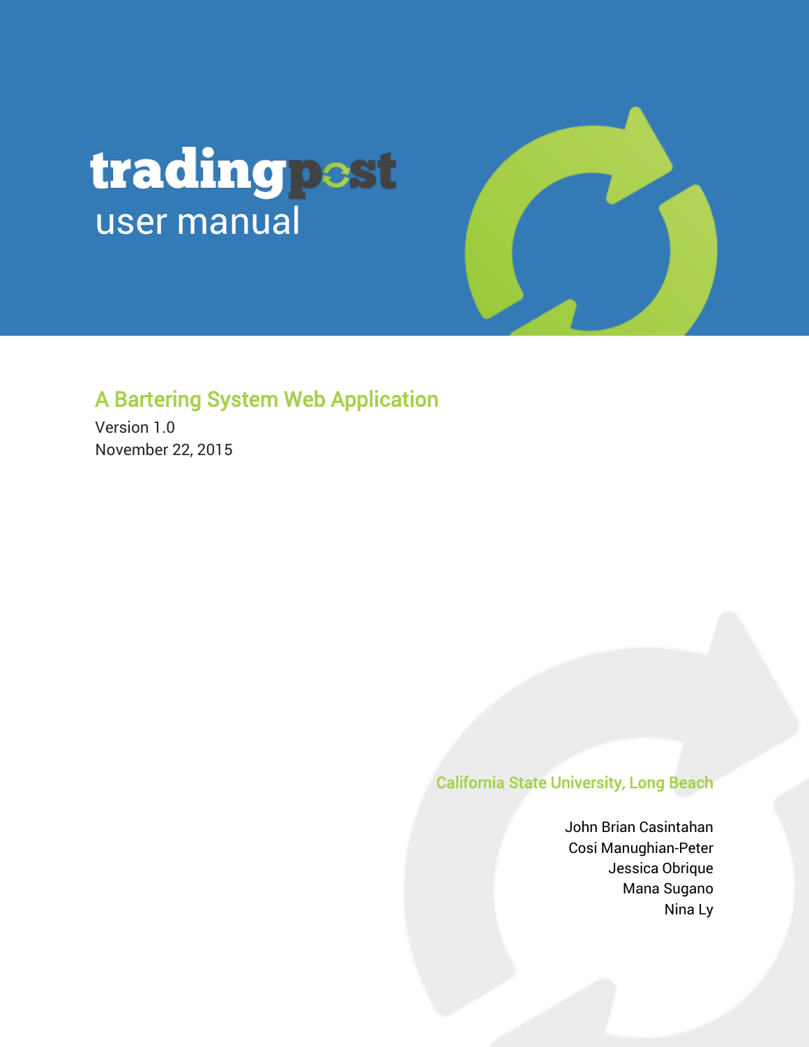# tradingpost user manual

## A Bartering System Web Application

Version 1.0

November 22, 2015

California State University, Long Beach

John Brian Casintahan
Cosi Manughian-Peter
Jessica Obrique
Mana Sugano
Nina Ly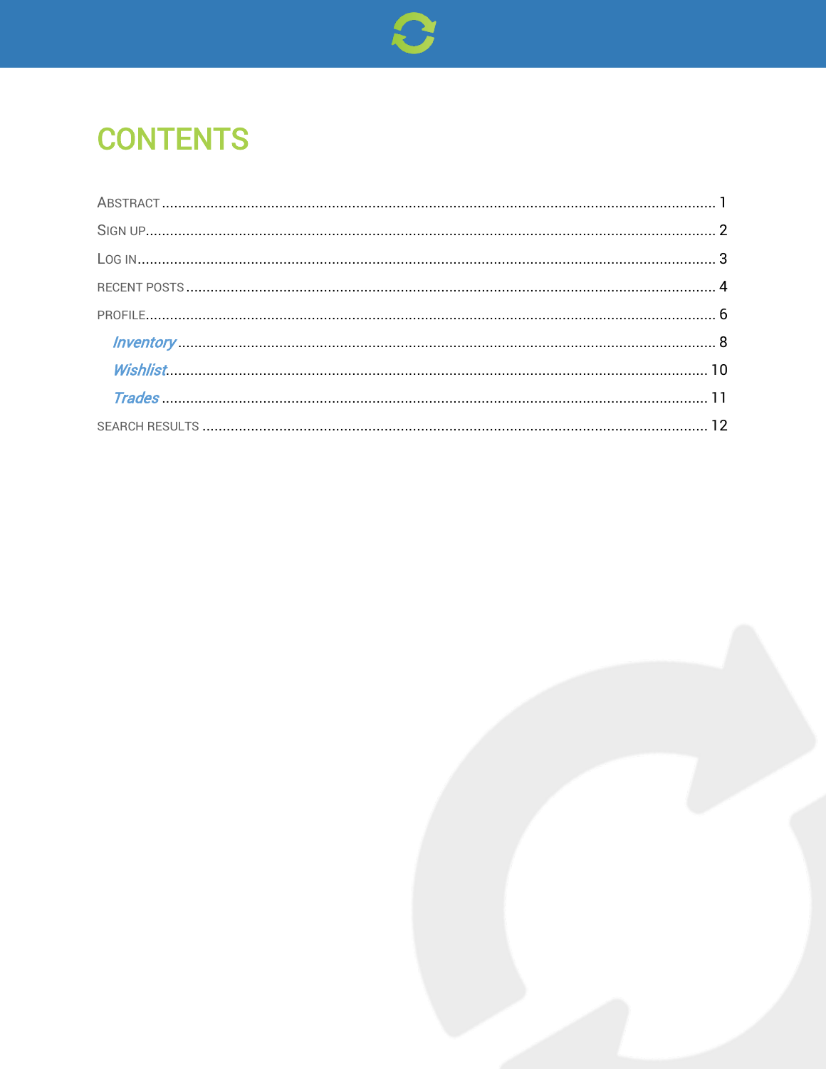# CONTENTS

ABSTRACT ........................................................ 1

SIGN UP ........................................................ 2

LOG IN ........................................................ 3

RECENT POSTS ........................................................ 4

PROFILE ........................................................ 6

- *Inventory* ........................................................ 8
- *Wishlist* ........................................................ 10
- *Trades* ........................................................ 11

SEARCH RESULTS ........................................................ 12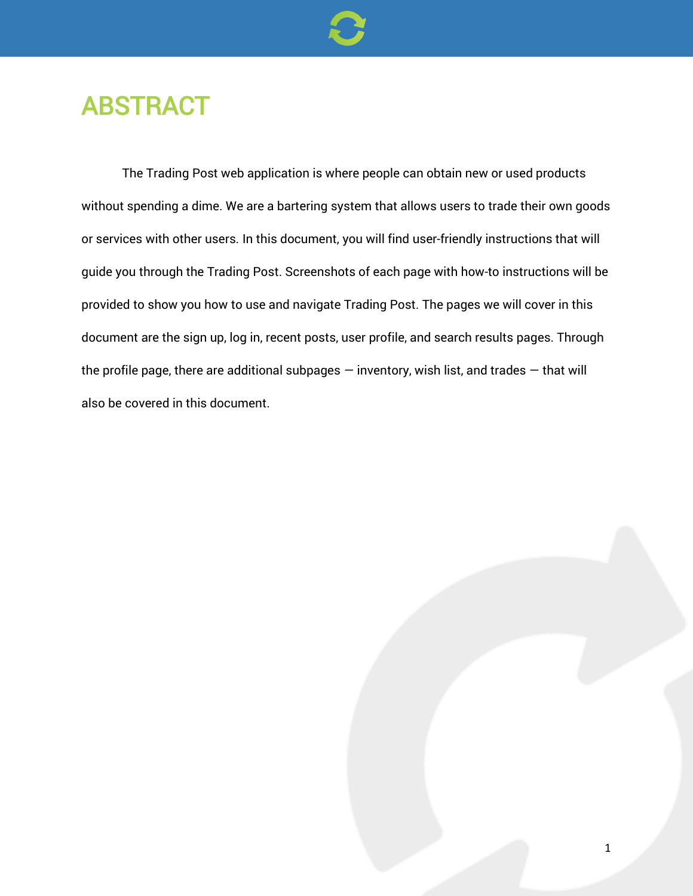# ABSTRACT

The Trading Post web application is where people can obtain new or used products without spending a dime. We are a bartering system that allows users to trade their own goods or services with other users. In this document, you will find user-friendly instructions that will guide you through the Trading Post. Screenshots of each page with how-to instructions will be provided to show you how to use and navigate Trading Post. The pages we will cover in this document are the sign up, log in, recent posts, user profile, and search results pages. Through the profile page, there are additional subpages — inventory, wish list, and trades — that will also be covered in this document.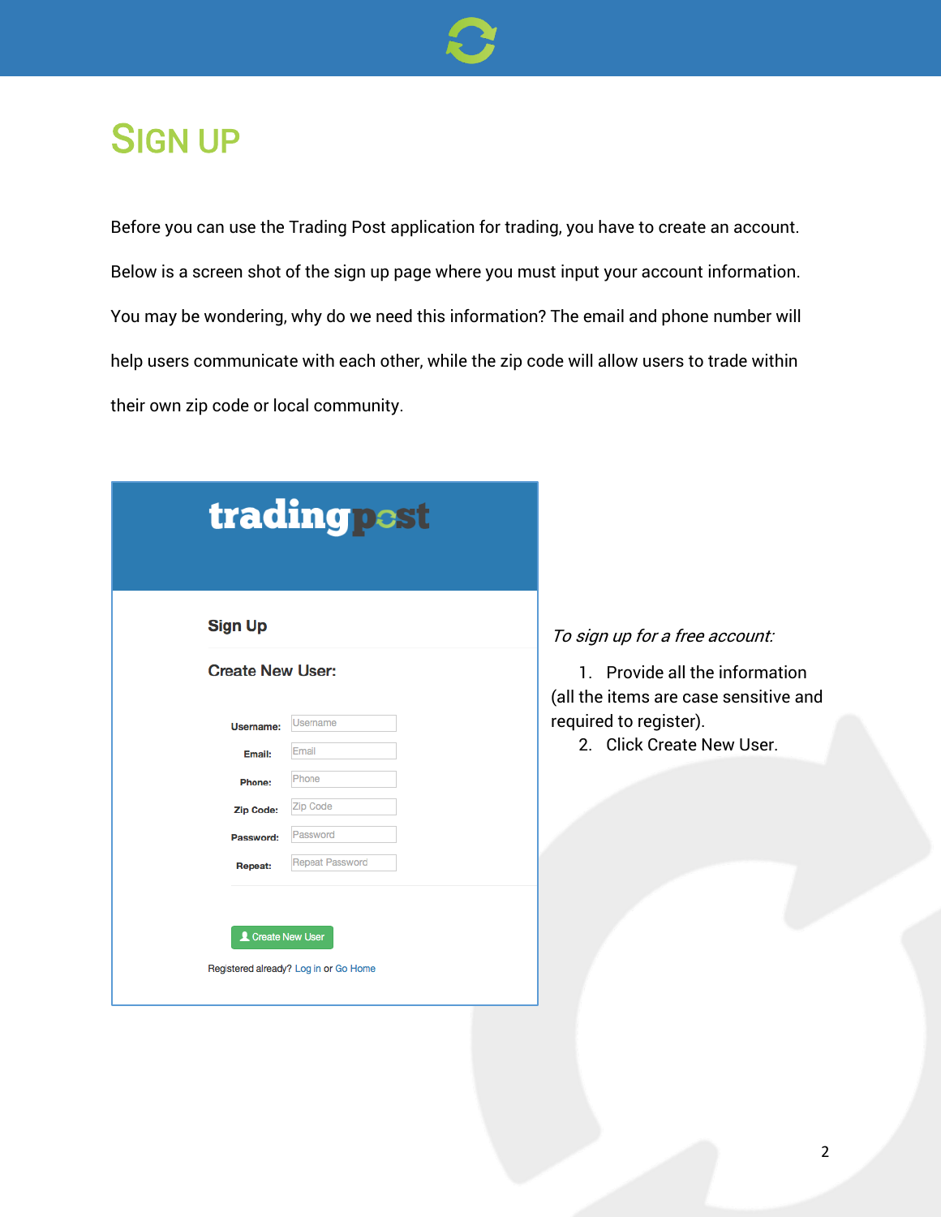# Sign Up

Before you can use the Trading Post application for trading, you have to create an account. Below is a screen shot of the sign up page where you must input your account information. You may be wondering, why do we need this information? The email and phone number will help users communicate with each other, while the zip code will allow users to trade within their own zip code or local community.

*To sign up for a free account:*

1. Provide all the information (all the items are case sensitive and required to register).
2. Click Create New User.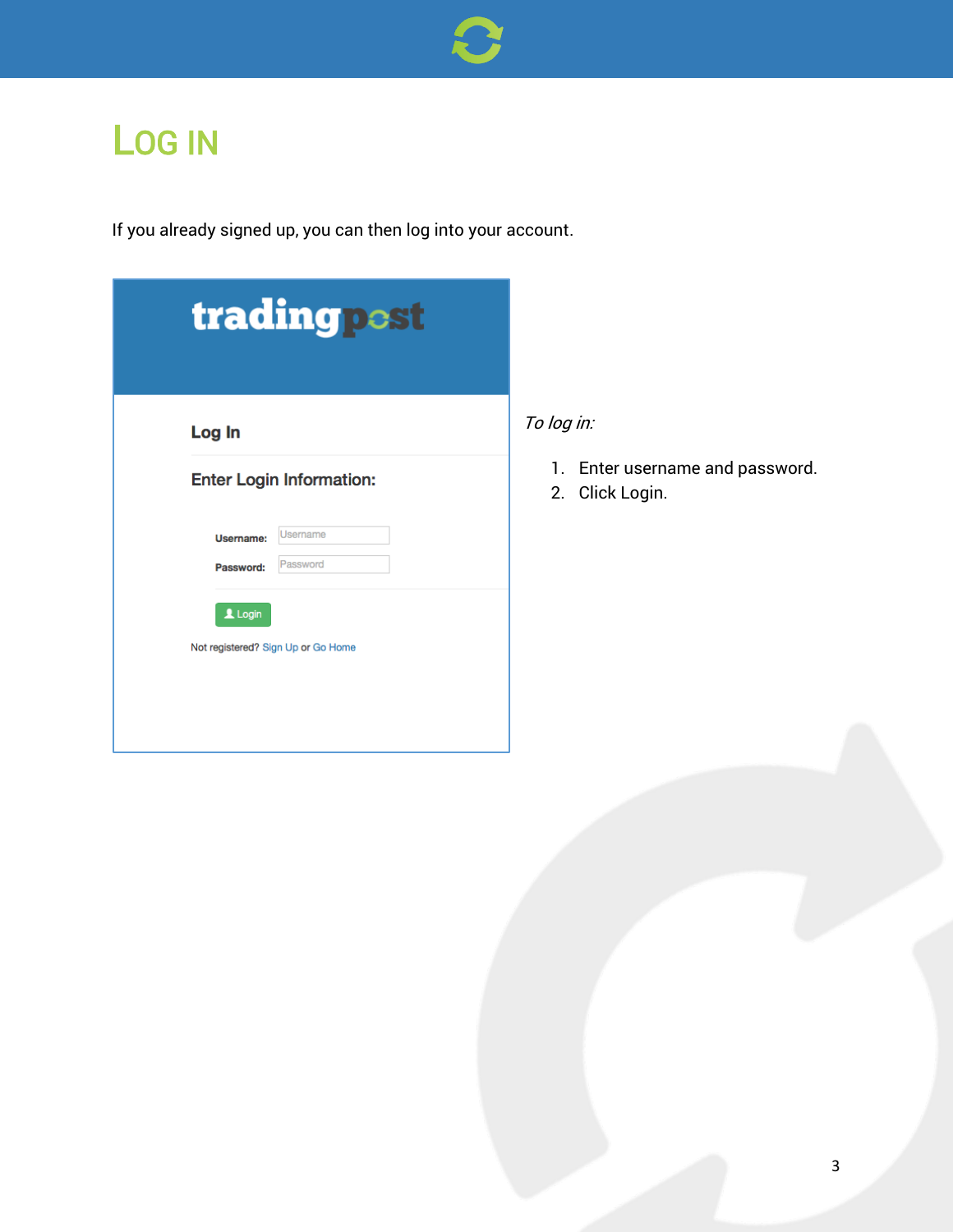# LOG IN

If you already signed up, you can then log into your account.

*To log in:*

1. Enter username and password.
2. Click Login.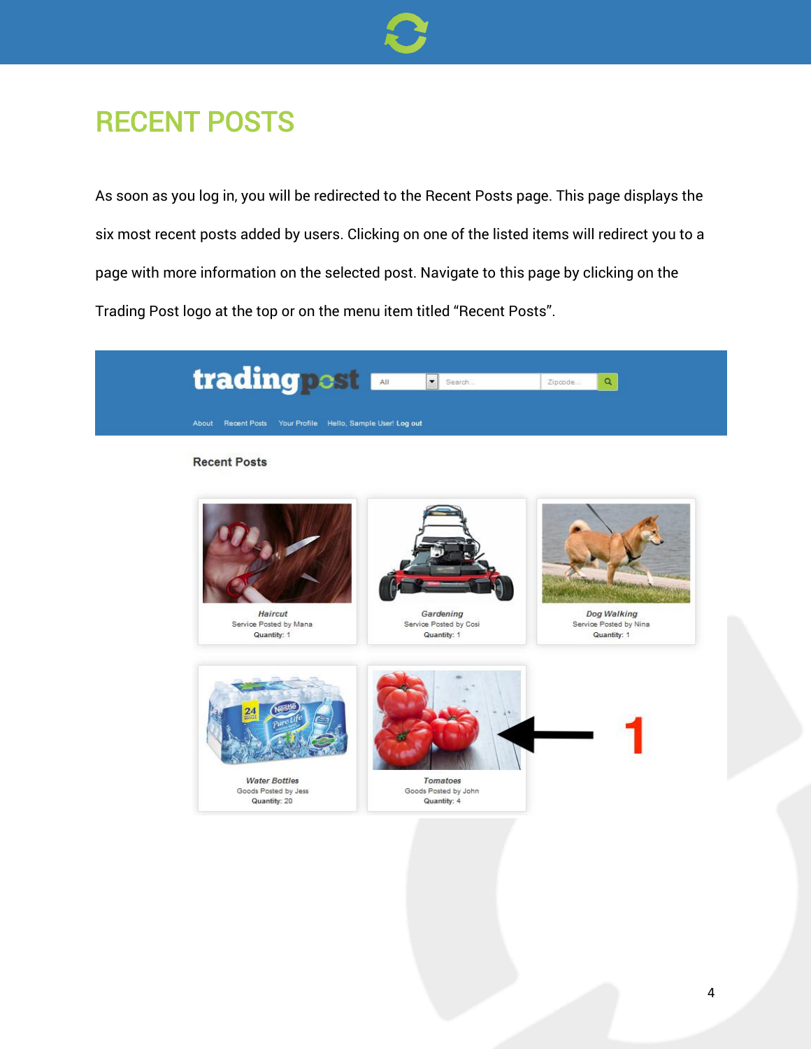# RECENT POSTS

As soon as you log in, you will be redirected to the Recent Posts page. This page displays the six most recent posts added by users. Clicking on one of the listed items will redirect you to a page with more information on the selected post. Navigate to this page by clicking on the Trading Post logo at the top or on the menu item titled "Recent Posts".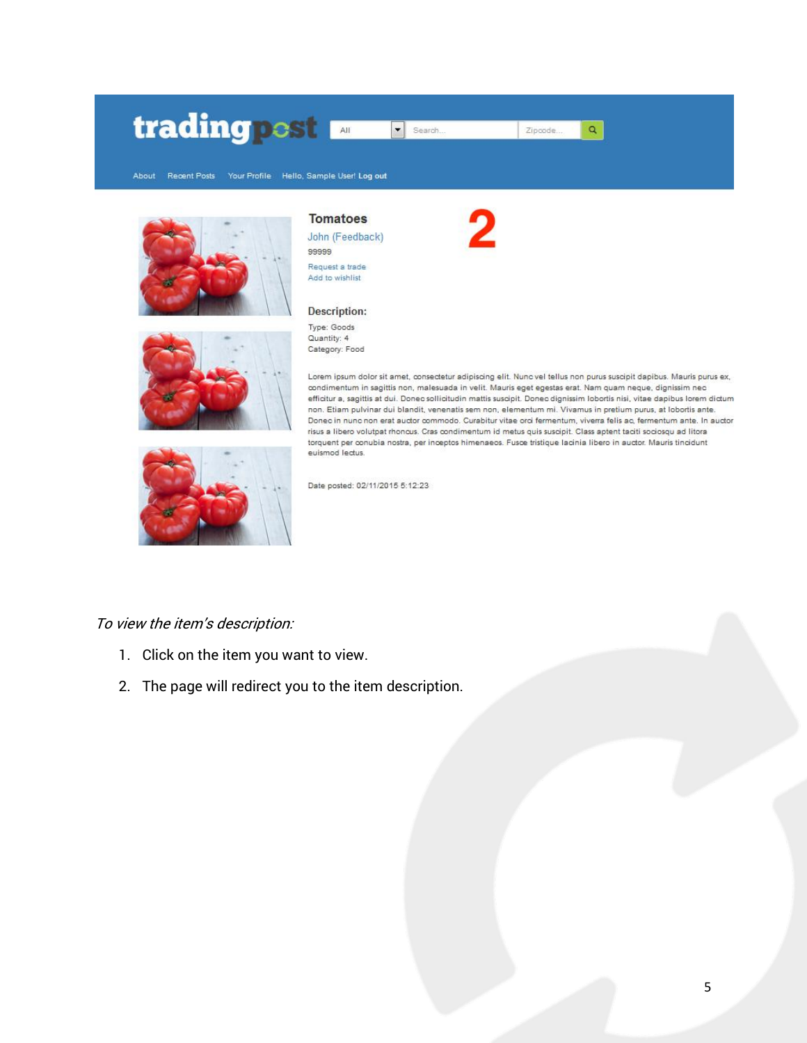*To view the item's description:*

1. Click on the item you want to view.
2. The page will redirect you to the item description.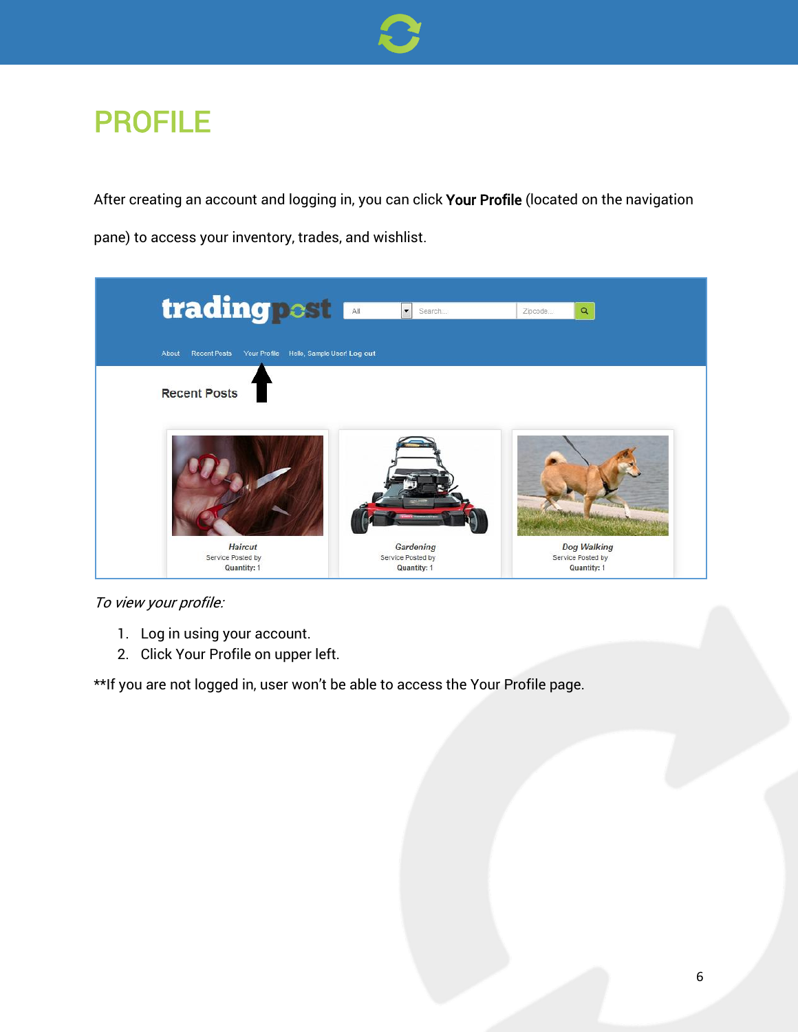# PROFILE

After creating an account and logging in, you can click **Your Profile** (located on the navigation pane) to access your inventory, trades, and wishlist.

*To view your profile:*

1. Log in using your account.
2. Click Your Profile on upper left.

**If you are not logged in, user won't be able to access the Your Profile page.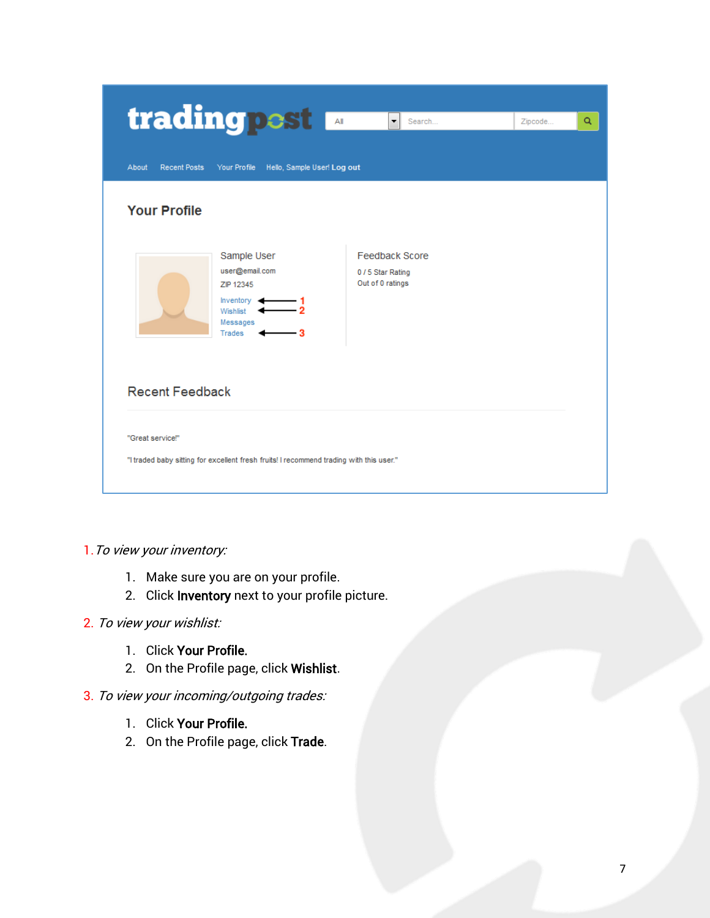1. *To view your inventory:*

    1. Make sure you are on your profile.
    2. Click **Inventory** next to your profile picture.

2. *To view your wishlist:*

    1. Click **Your Profile.**
    2. On the Profile page, click **Wishlist**.

3. *To view your incoming/outgoing trades:*

    1. Click **Your Profile.**
    2. On the Profile page, click **Trade**.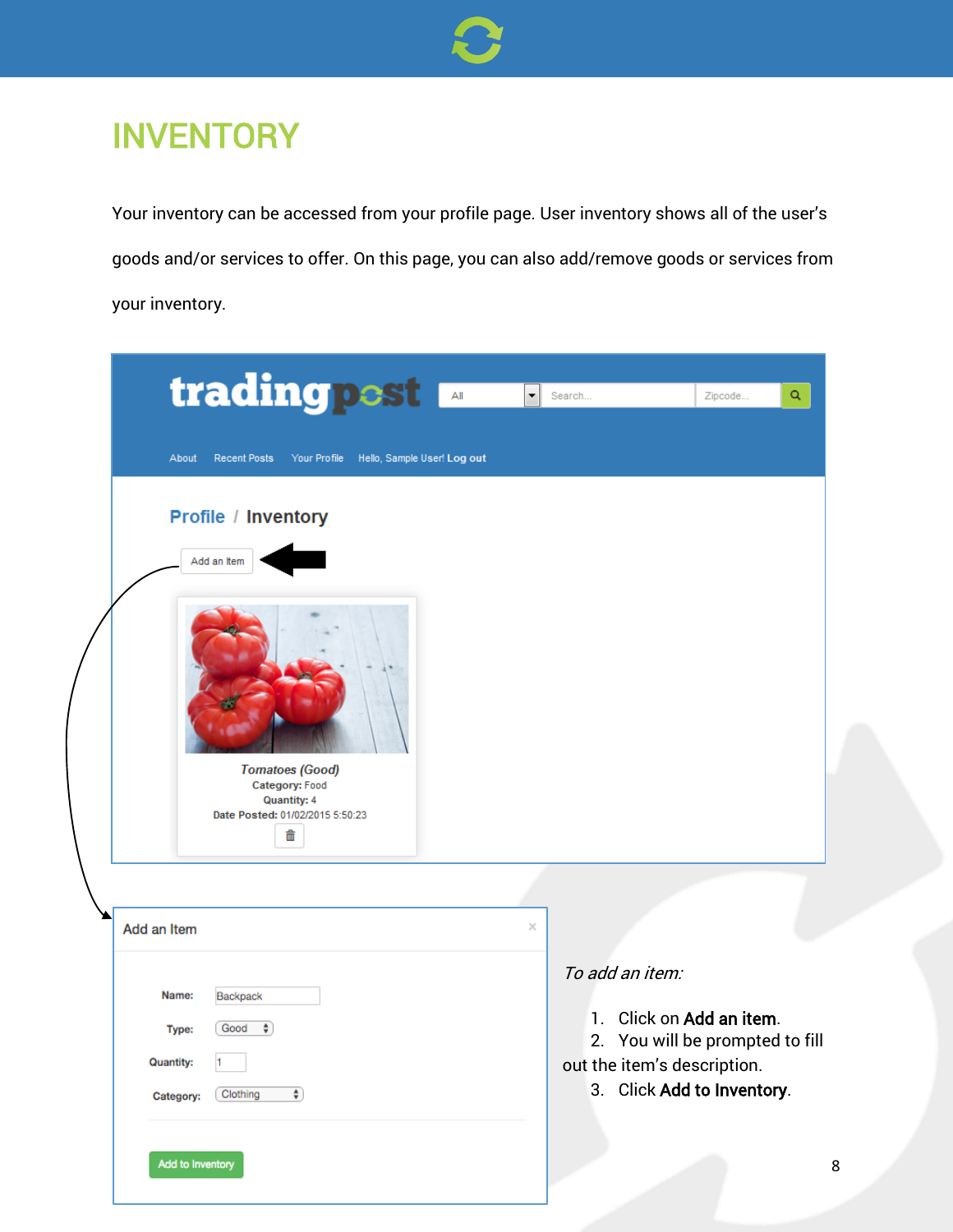# INVENTORY

Your inventory can be accessed from your profile page. User inventory shows all of the user's goods and/or services to offer. On this page, you can also add/remove goods or services from your inventory.

*To add an item:*

1. Click on **Add an item**.
2. You will be prompted to fill out the item's description.
3. Click **Add to Inventory**.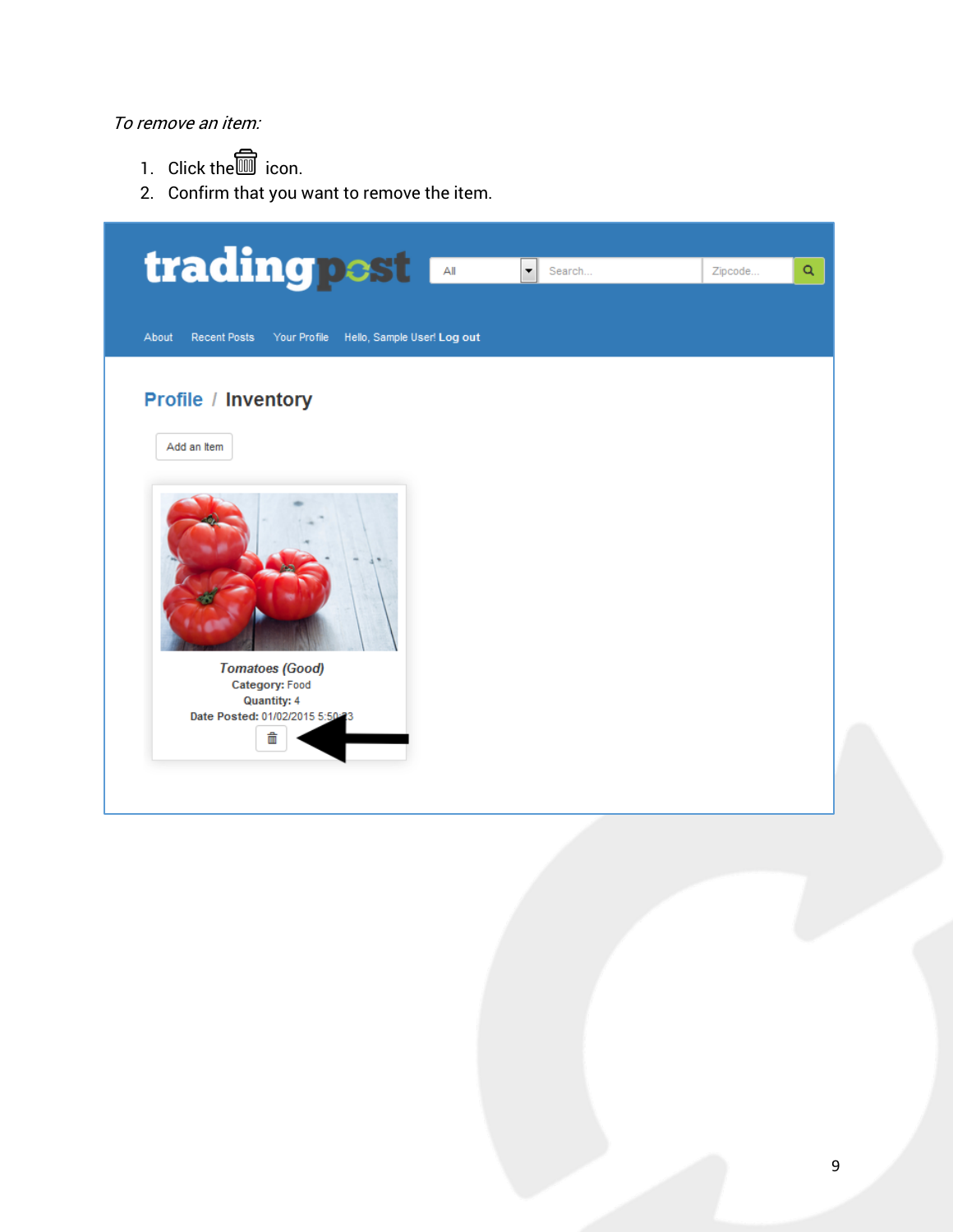*To remove an item:*

1. Click the 🗑 icon.
2. Confirm that you want to remove the item.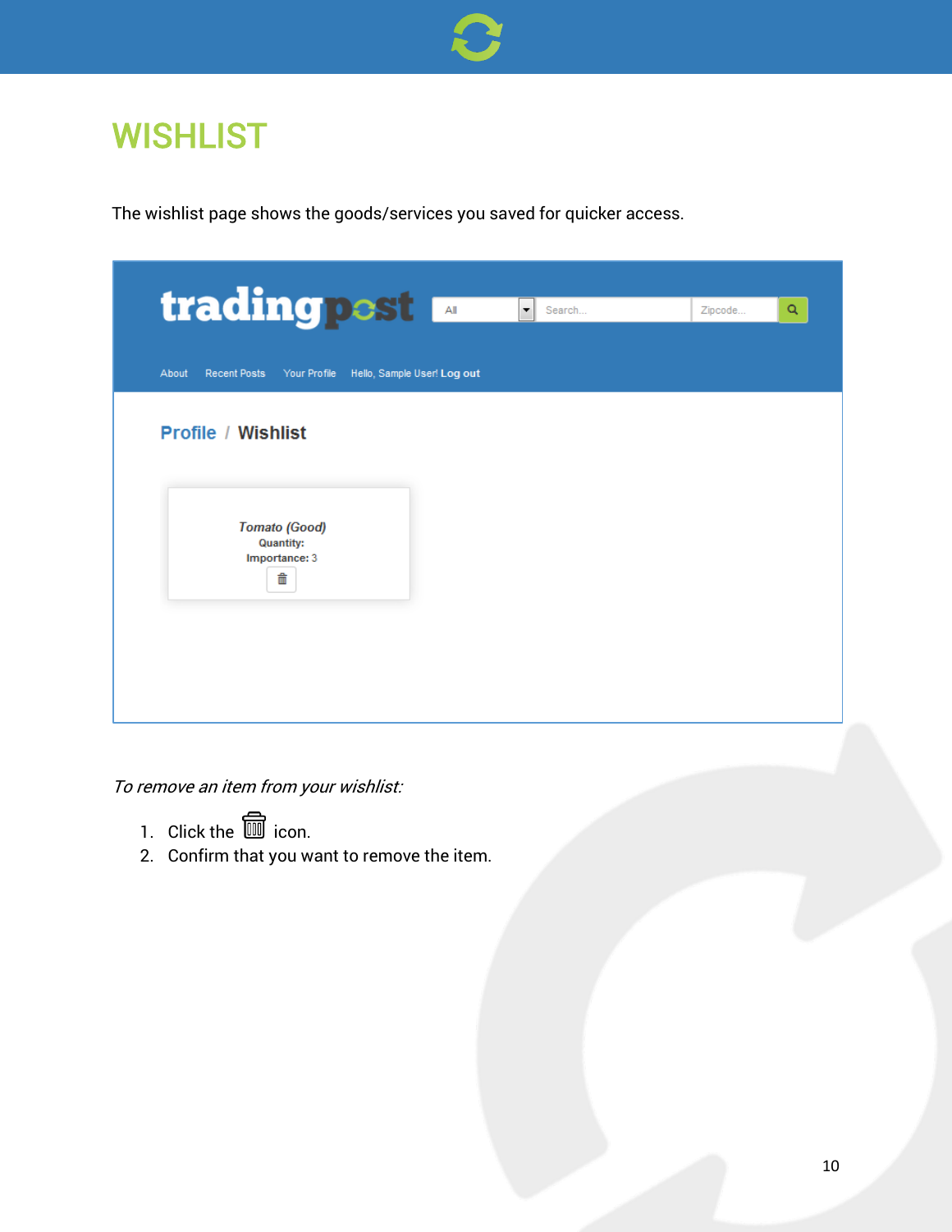# WISHLIST

The wishlist page shows the goods/services you saved for quicker access.

*To remove an item from your wishlist:*

1. Click the 🗑 icon.
2. Confirm that you want to remove the item.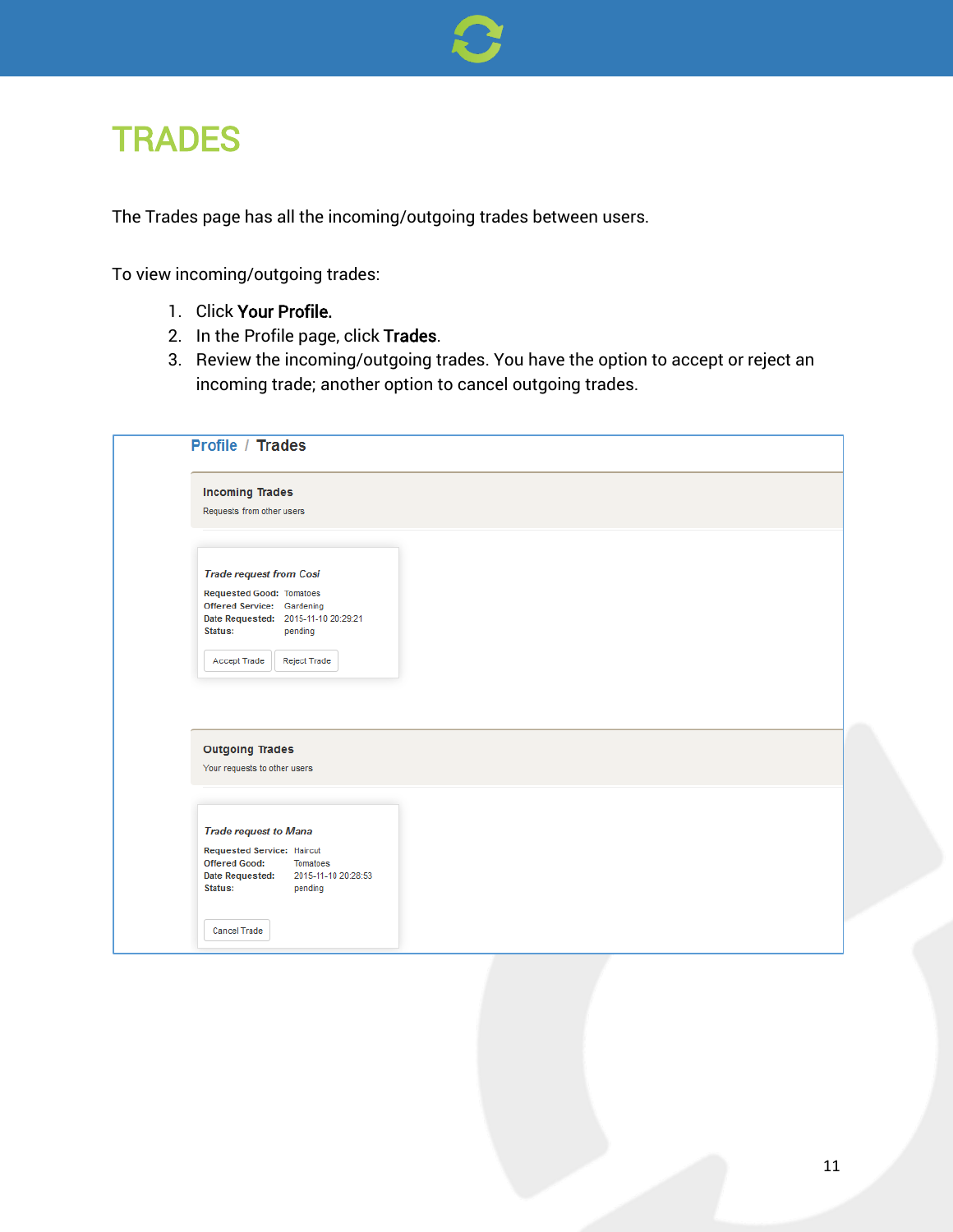# TRADES

The Trades page has all the incoming/outgoing trades between users.

To view incoming/outgoing trades:

1. Click **Your Profile.**
2. In the Profile page, click **Trades**.
3. Review the incoming/outgoing trades. You have the option to accept or reject an incoming trade; another option to cancel outgoing trades.

Profile / Trades

**Incoming Trades**

Requests from other users

*Trade request from Cosi*

**Requested Good:** Tomatoes
**Offered Service:** Gardening
**Date Requested:** 2015-11-10 20:29:21
**Status:** pending

Accept Trade | Reject Trade

**Outgoing Trades**

Your requests to other users

*Trade request to Mana*

**Requested Service:** Haircut
**Offered Good:** Tomatoes
**Date Requested:** 2015-11-10 20:28:53
**Status:** pending

Cancel Trade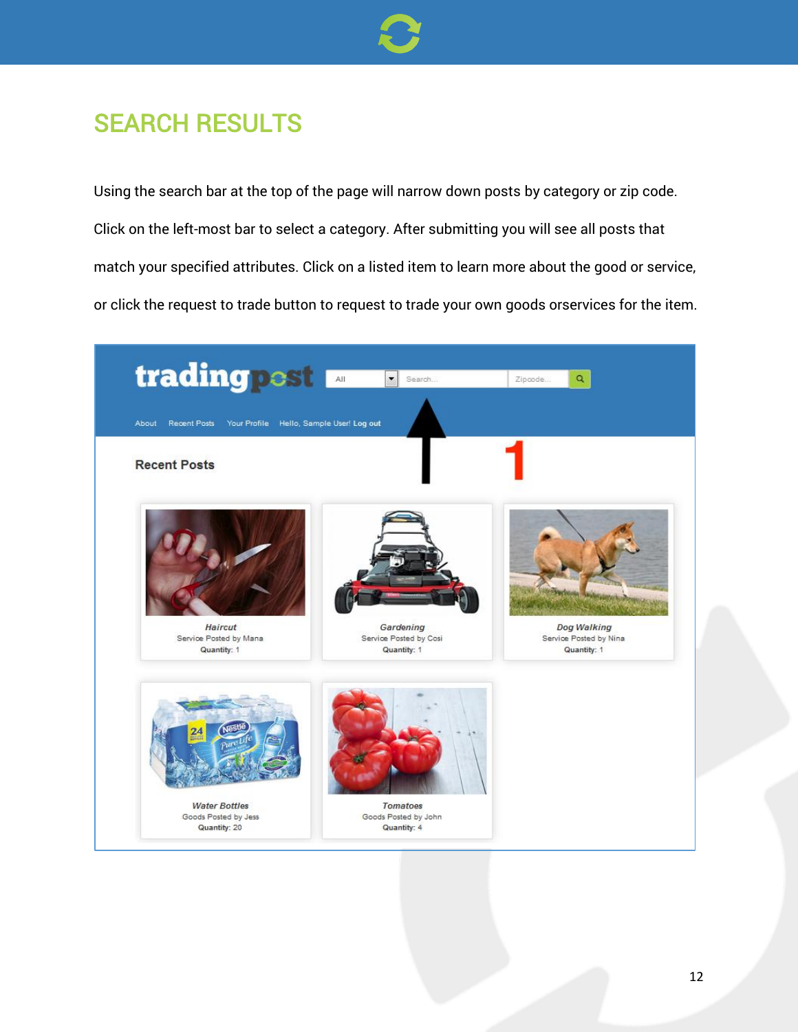## SEARCH RESULTS

Using the search bar at the top of the page will narrow down posts by category or zip code. Click on the left-most bar to select a category. After submitting you will see all posts that match your specified attributes. Click on a listed item to learn more about the good or service, or click the request to trade button to request to trade your own goods orservices for the item.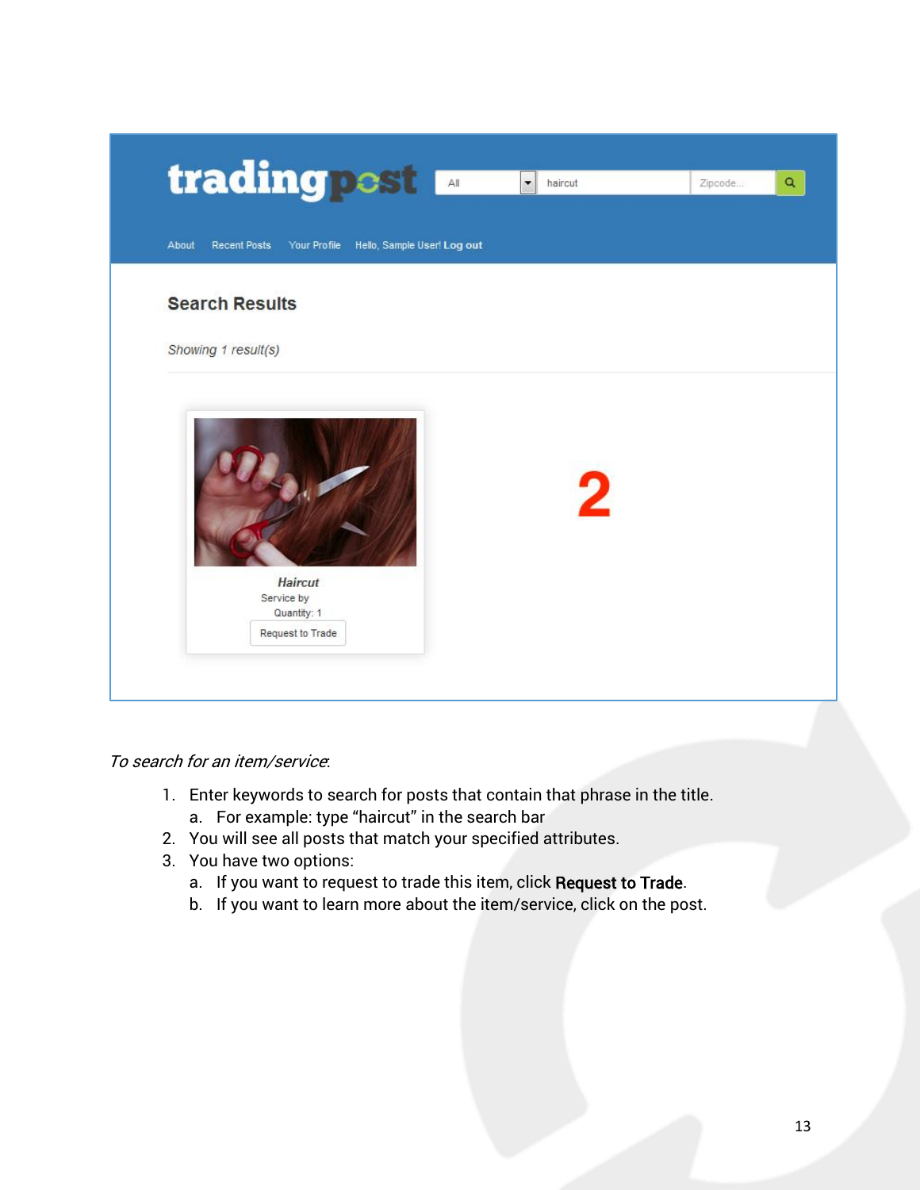*To search for an item/service*:

1. Enter keywords to search for posts that contain that phrase in the title.
   a. For example: type “haircut” in the search bar
2. You will see all posts that match your specified attributes.
3. You have two options:
   a. If you want to request to trade this item, click **Request to Trade**.
   b. If you want to learn more about the item/service, click on the post.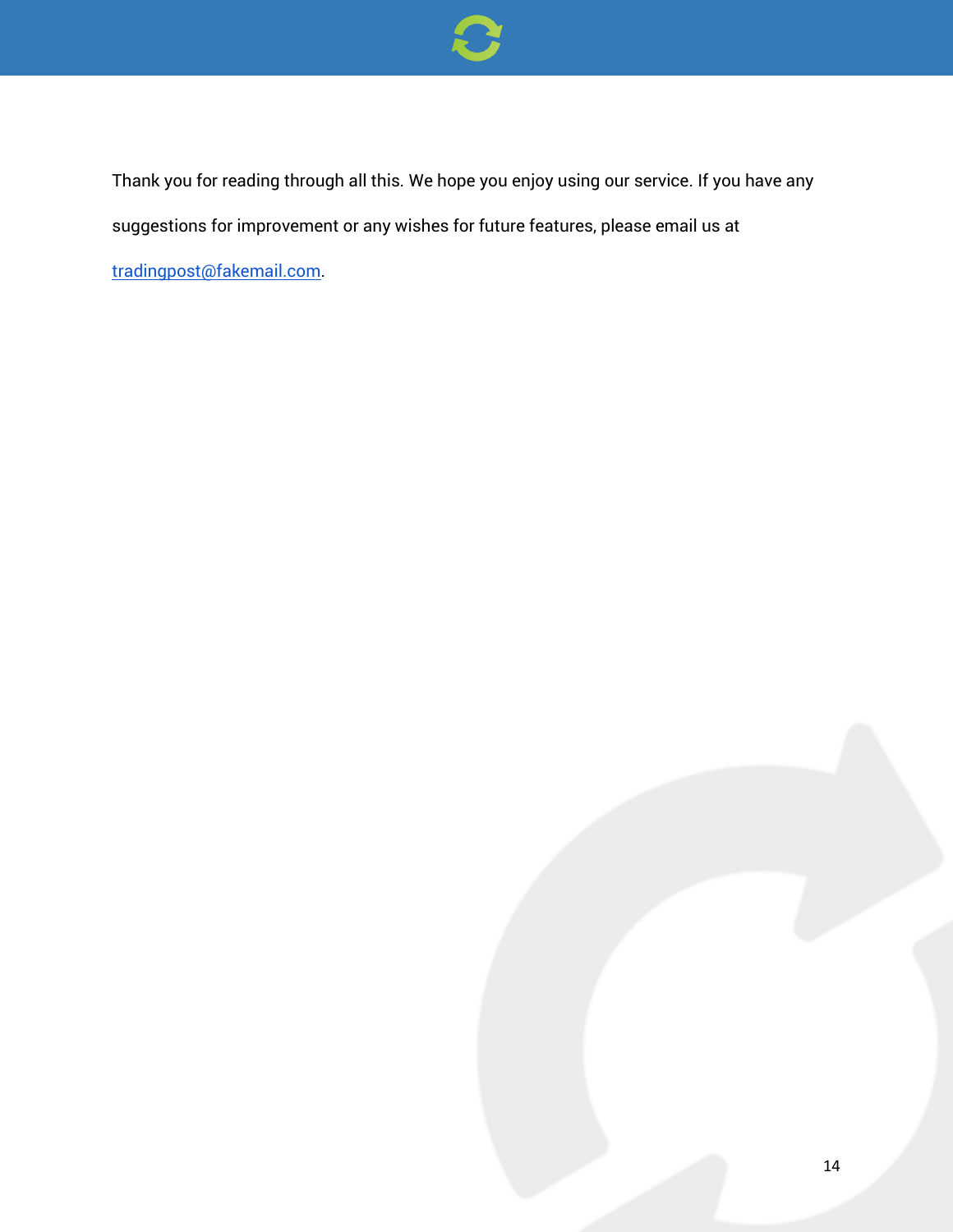Thank you for reading through all this. We hope you enjoy using our service. If you have any suggestions for improvement or any wishes for future features, please email us at tradingpost@fakemail.com.